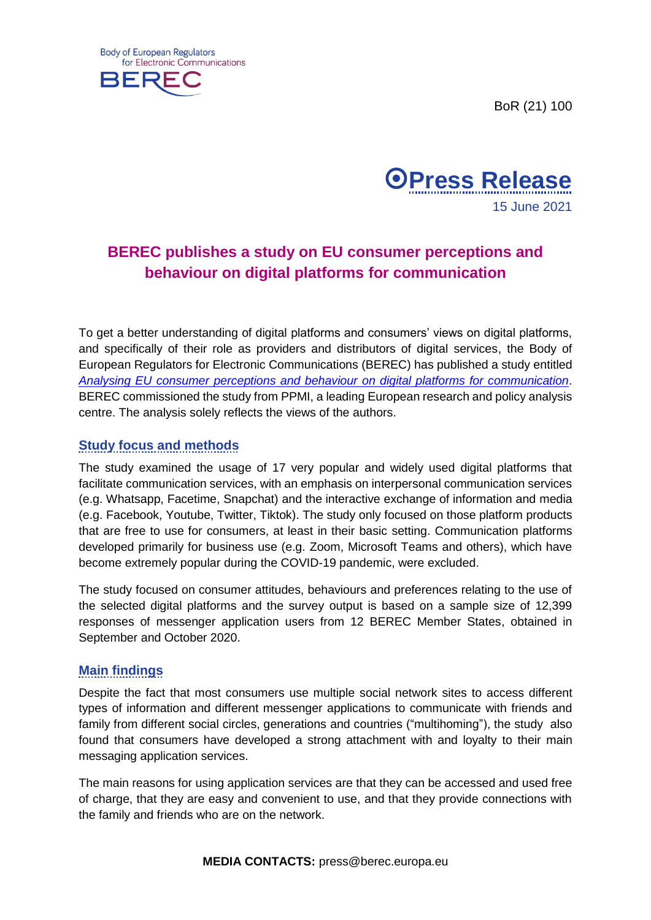Body of European Regulators for Electronic Communications

BEREC

BoR (21) 100

**Press Release**

15 June 2021

# BEREC publishes a study on EU consumer perceptions and behaviour on digital platforms for communication

To get a better understanding of digital platforms and consumers' views on digital platforms, and specifically of their role as providers and distributors of digital services, the Body of European Regulators for Electronic Communications (BEREC) has published a study entitled *Analysing EU consumer perceptions and behaviour on digital platforms for communication*. BEREC commissioned the study from PPMI, a leading European research and policy analysis centre. The analysis solely reflects the views of the authors.

## Study focus and methods

The study examined the usage of 17 very popular and widely used digital platforms that facilitate communication services, with an emphasis on interpersonal communication services (e.g. Whatsapp, Facetime, Snapchat) and the interactive exchange of information and media (e.g. Facebook, Youtube, Twitter, Tiktok). The study only focused on those platform products that are free to use for consumers, at least in their basic setting. Communication platforms developed primarily for business use (e.g. Zoom, Microsoft Teams and others), which have become extremely popular during the COVID-19 pandemic, were excluded.

The study focused on consumer attitudes, behaviours and preferences relating to the use of the selected digital platforms and the survey output is based on a sample size of 12,399 responses of messenger application users from 12 BEREC Member States, obtained in September and October 2020.

## Main findings

Despite the fact that most consumers use multiple social network sites to access different types of information and different messenger applications to communicate with friends and family from different social circles, generations and countries ("multihoming"), the study also found that consumers have developed a strong attachment with and loyalty to their main messaging application services.

The main reasons for using application services are that they can be accessed and used free of charge, that they are easy and convenient to use, and that they provide connections with the family and friends who are on the network.

**MEDIA CONTACTS:** press@berec.europa.eu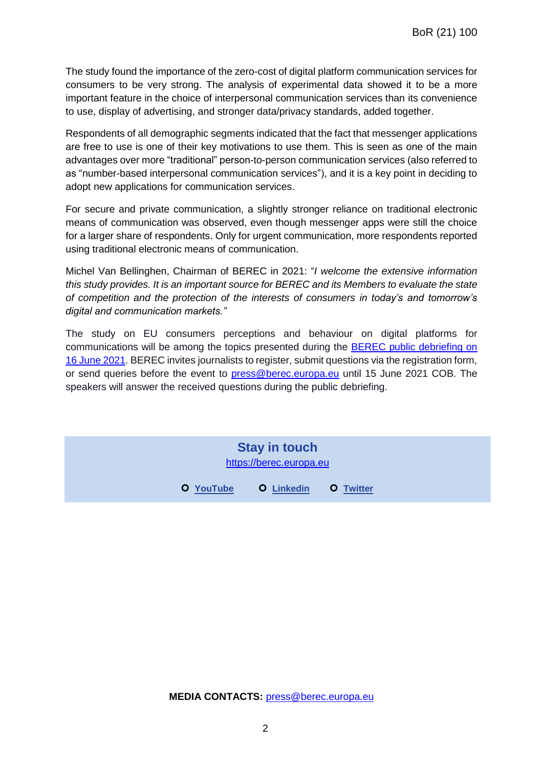The study found the importance of the zero-cost of digital platform communication services for consumers to be very strong. The analysis of experimental data showed it to be a more important feature in the choice of interpersonal communication services than its convenience to use, display of advertising, and stronger data/privacy standards, added together.

Respondents of all demographic segments indicated that the fact that messenger applications are free to use is one of their key motivations to use them. This is seen as one of the main advantages over more "traditional" person-to-person communication services (also referred to as "number-based interpersonal communication services"), and it is a key point in deciding to adopt new applications for communication services.

For secure and private communication, a slightly stronger reliance on traditional electronic means of communication was observed, even though messenger apps were still the choice for a larger share of respondents. Only for urgent communication, more respondents reported using traditional electronic means of communication.

Michel Van Bellinghen, Chairman of BEREC in 2021: "*I welcome the extensive information this study provides. It is an important source for BEREC and its Members to evaluate the state of competition and the protection of the interests of consumers in today's and tomorrow's digital and communication markets."*

The study on EU consumers perceptions and behaviour on digital platforms for communications will be among the topics presented during the [BEREC public debriefing on 16 June 2021](). BEREC invites journalists to register, submit questions via the registration form, or send queries before the event to [press@berec.europa.eu](mailto:press@berec.europa.eu) until 15 June 2021 COB. The speakers will answer the received questions during the public debriefing.

## Stay in touch

[https://berec.europa.eu](https://berec.europa.eu)

- **[YouTube]()**
- **[Linkedin]()**
- **[Twitter]()**

**MEDIA CONTACTS:** [press@berec.europa.eu](mailto:press@berec.europa.eu)